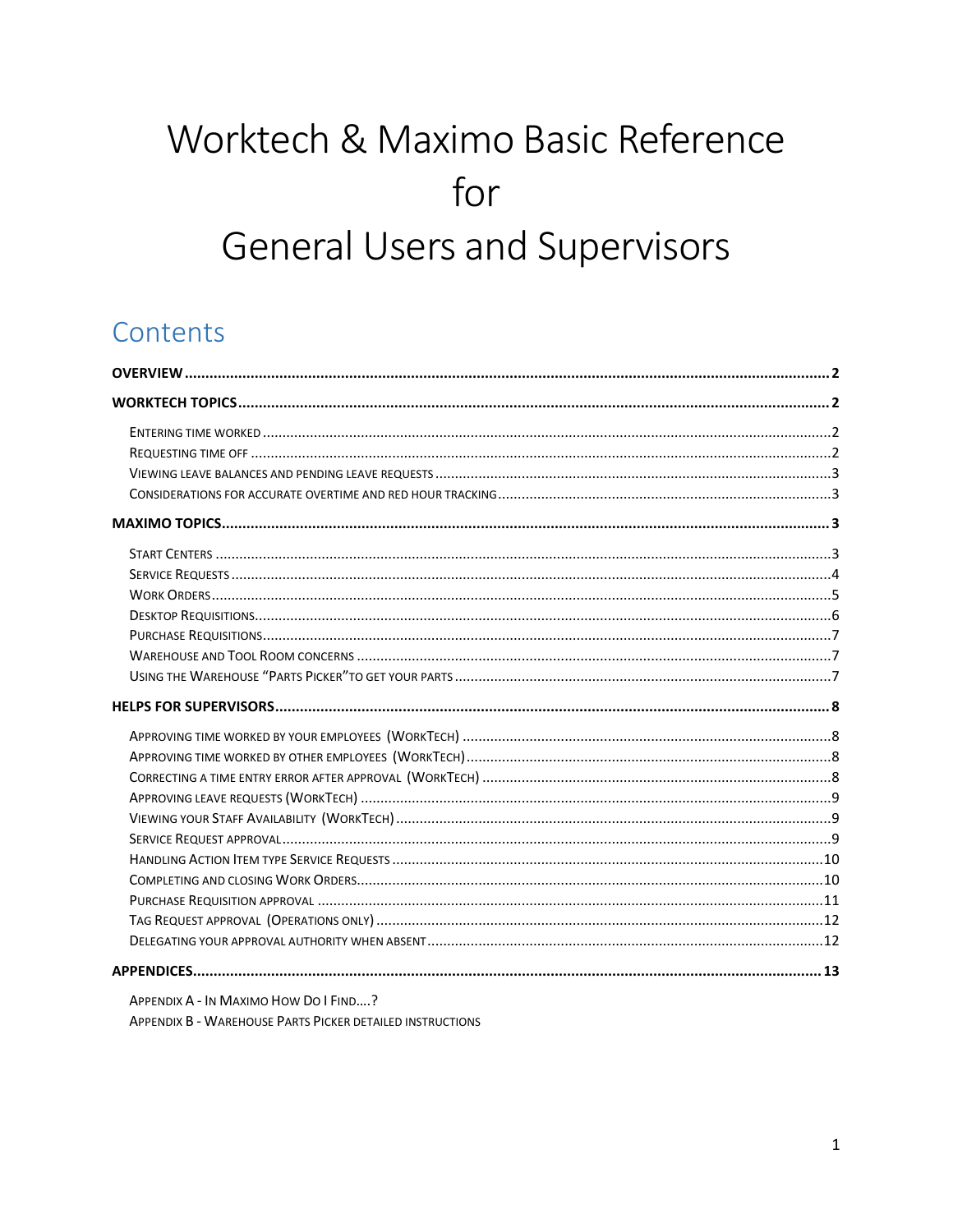# Worktech & Maximo Basic Reference for General Users and Supervisors

## Contents

**OVERVIEW** ........ 2

**WORKTECH TOPICS** ........ 2

- Entering time worked ........ 2
- Requesting time off ........ 2
- Viewing leave balances and pending leave requests ........ 3
- Considerations for accurate overtime and red hour tracking ........ 3

**MAXIMO TOPICS** ........ 3

- Start Centers ........ 3
- Service Requests ........ 4
- Work Orders ........ 5
- Desktop Requisitions ........ 6
- Purchase Requisitions ........ 7
- Warehouse and Tool Room concerns ........ 7
- Using the Warehouse "Parts Picker"to get your parts ........ 7

**HELPS FOR SUPERVISORS** ........ 8

- Approving time worked by your employees (WorkTech) ........ 8
- Approving time worked by other employees (WorkTech) ........ 8
- Correcting a time entry error after approval (WorkTech) ........ 8
- Approving leave requests (WorkTech) ........ 9
- Viewing your Staff Availability (WorkTech) ........ 9
- Service Request approval ........ 9
- Handling Action Item type Service Requests ........ 10
- Completing and closing Work Orders ........ 10
- Purchase Requisition approval ........ 11
- Tag Request approval (Operations only) ........ 12
- Delegating your approval authority when absent ........ 12

**APPENDICES** ........ 13

- Appendix A - In Maximo How Do I Find....?
- Appendix B - Warehouse Parts Picker detailed instructions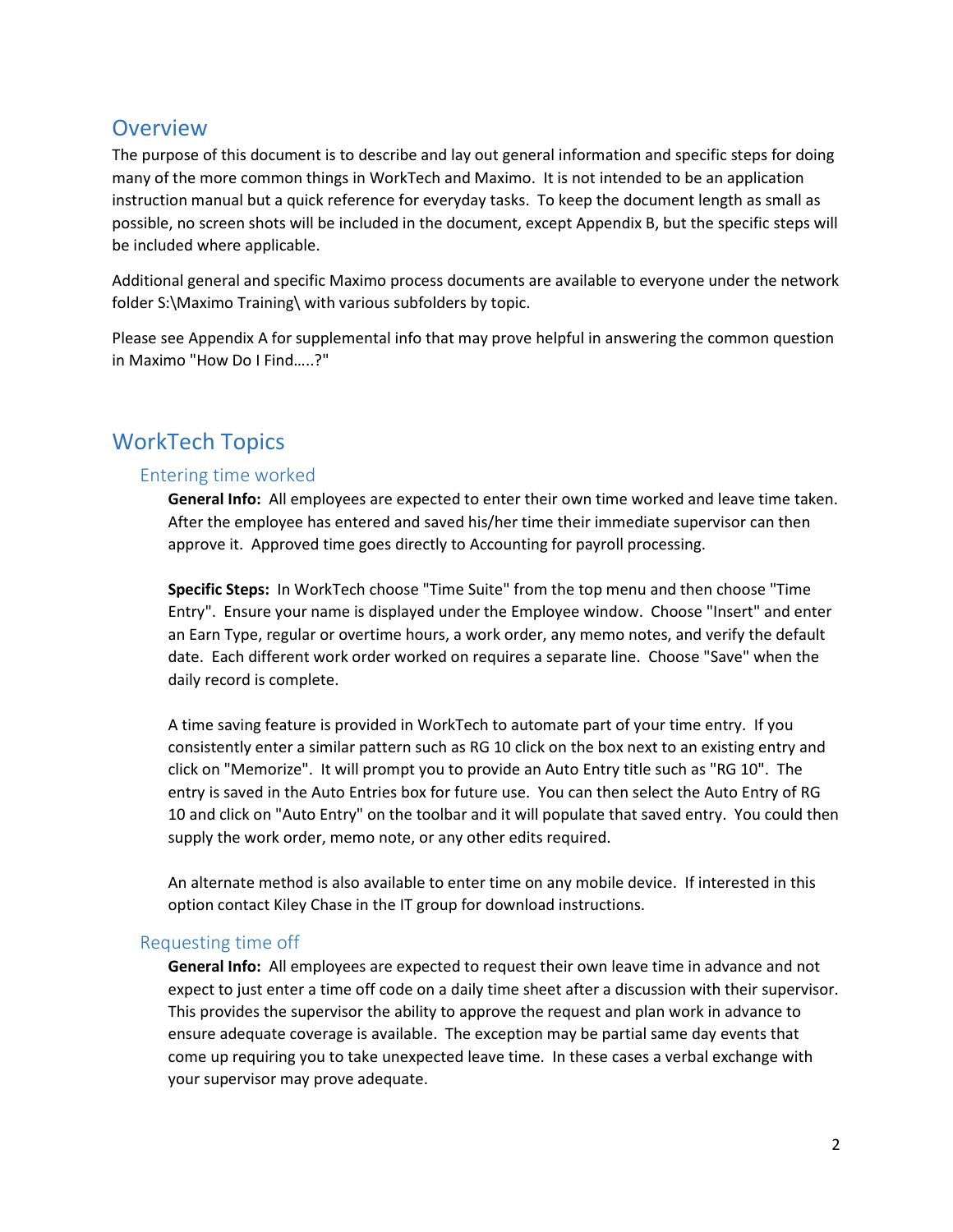# Overview

The purpose of this document is to describe and lay out general information and specific steps for doing many of the more common things in WorkTech and Maximo. It is not intended to be an application instruction manual but a quick reference for everyday tasks. To keep the document length as small as possible, no screen shots will be included in the document, except Appendix B, but the specific steps will be included where applicable.

Additional general and specific Maximo process documents are available to everyone under the network folder S:\Maximo Training\ with various subfolders by topic.

Please see Appendix A for supplemental info that may prove helpful in answering the common question in Maximo "How Do I Find…..?"

# WorkTech Topics

## Entering time worked

**General Info:** All employees are expected to enter their own time worked and leave time taken. After the employee has entered and saved his/her time their immediate supervisor can then approve it. Approved time goes directly to Accounting for payroll processing.

**Specific Steps:** In WorkTech choose "Time Suite" from the top menu and then choose "Time Entry". Ensure your name is displayed under the Employee window. Choose "Insert" and enter an Earn Type, regular or overtime hours, a work order, any memo notes, and verify the default date. Each different work order worked on requires a separate line. Choose "Save" when the daily record is complete.

A time saving feature is provided in WorkTech to automate part of your time entry. If you consistently enter a similar pattern such as RG 10 click on the box next to an existing entry and click on "Memorize". It will prompt you to provide an Auto Entry title such as "RG 10". The entry is saved in the Auto Entries box for future use. You can then select the Auto Entry of RG 10 and click on "Auto Entry" on the toolbar and it will populate that saved entry. You could then supply the work order, memo note, or any other edits required.

An alternate method is also available to enter time on any mobile device. If interested in this option contact Kiley Chase in the IT group for download instructions.

## Requesting time off

**General Info:** All employees are expected to request their own leave time in advance and not expect to just enter a time off code on a daily time sheet after a discussion with their supervisor. This provides the supervisor the ability to approve the request and plan work in advance to ensure adequate coverage is available. The exception may be partial same day events that come up requiring you to take unexpected leave time. In these cases a verbal exchange with your supervisor may prove adequate.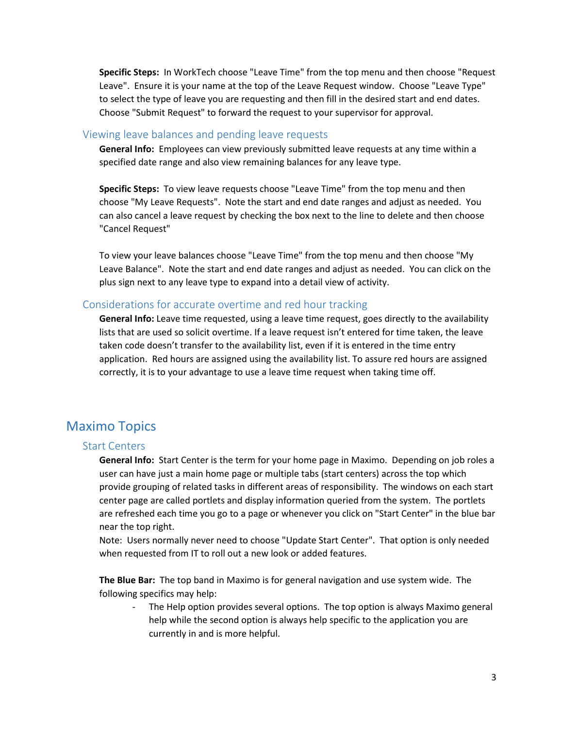**Specific Steps:** In WorkTech choose "Leave Time" from the top menu and then choose "Request Leave". Ensure it is your name at the top of the Leave Request window. Choose "Leave Type" to select the type of leave you are requesting and then fill in the desired start and end dates. Choose "Submit Request" to forward the request to your supervisor for approval.

### Viewing leave balances and pending leave requests

**General Info:** Employees can view previously submitted leave requests at any time within a specified date range and also view remaining balances for any leave type.

**Specific Steps:** To view leave requests choose "Leave Time" from the top menu and then choose "My Leave Requests". Note the start and end date ranges and adjust as needed. You can also cancel a leave request by checking the box next to the line to delete and then choose "Cancel Request"

To view your leave balances choose "Leave Time" from the top menu and then choose "My Leave Balance". Note the start and end date ranges and adjust as needed. You can click on the plus sign next to any leave type to expand into a detail view of activity.

### Considerations for accurate overtime and red hour tracking

**General Info:** Leave time requested, using a leave time request, goes directly to the availability lists that are used so solicit overtime. If a leave request isn't entered for time taken, the leave taken code doesn't transfer to the availability list, even if it is entered in the time entry application. Red hours are assigned using the availability list. To assure red hours are assigned correctly, it is to your advantage to use a leave time request when taking time off.

## Maximo Topics

### Start Centers

**General Info:** Start Center is the term for your home page in Maximo. Depending on job roles a user can have just a main home page or multiple tabs (start centers) across the top which provide grouping of related tasks in different areas of responsibility. The windows on each start center page are called portlets and display information queried from the system. The portlets are refreshed each time you go to a page or whenever you click on "Start Center" in the blue bar near the top right.
Note: Users normally never need to choose "Update Start Center". That option is only needed when requested from IT to roll out a new look or added features.

**The Blue Bar:** The top band in Maximo is for general navigation and use system wide. The following specifics may help:

- The Help option provides several options. The top option is always Maximo general help while the second option is always help specific to the application you are currently in and is more helpful.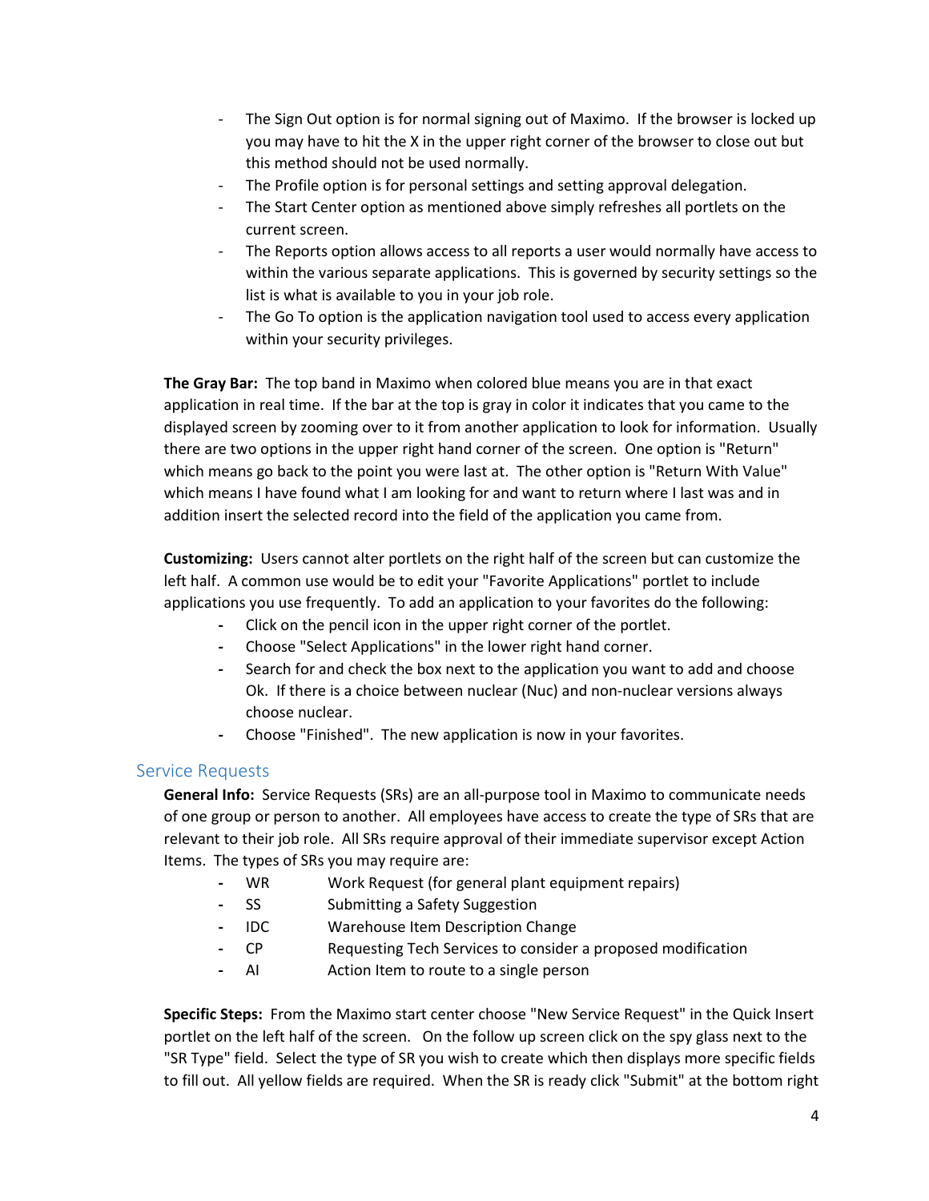- The Sign Out option is for normal signing out of Maximo. If the browser is locked up you may have to hit the X in the upper right corner of the browser to close out but this method should not be used normally.
- The Profile option is for personal settings and setting approval delegation.
- The Start Center option as mentioned above simply refreshes all portlets on the current screen.
- The Reports option allows access to all reports a user would normally have access to within the various separate applications. This is governed by security settings so the list is what is available to you in your job role.
- The Go To option is the application navigation tool used to access every application within your security privileges.

**The Gray Bar:** The top band in Maximo when colored blue means you are in that exact application in real time. If the bar at the top is gray in color it indicates that you came to the displayed screen by zooming over to it from another application to look for information. Usually there are two options in the upper right hand corner of the screen. One option is "Return" which means go back to the point you were last at. The other option is "Return With Value" which means I have found what I am looking for and want to return where I last was and in addition insert the selected record into the field of the application you came from.

**Customizing:** Users cannot alter portlets on the right half of the screen but can customize the left half. A common use would be to edit your "Favorite Applications" portlet to include applications you use frequently. To add an application to your favorites do the following:

- Click on the pencil icon in the upper right corner of the portlet.
- Choose "Select Applications" in the lower right hand corner.
- Search for and check the box next to the application you want to add and choose Ok. If there is a choice between nuclear (Nuc) and non-nuclear versions always choose nuclear.
- Choose "Finished". The new application is now in your favorites.

## Service Requests

**General Info:** Service Requests (SRs) are an all-purpose tool in Maximo to communicate needs of one group or person to another. All employees have access to create the type of SRs that are relevant to their job role. All SRs require approval of their immediate supervisor except Action Items. The types of SRs you may require are:

- WR — Work Request (for general plant equipment repairs)
- SS — Submitting a Safety Suggestion
- IDC — Warehouse Item Description Change
- CP — Requesting Tech Services to consider a proposed modification
- AI — Action Item to route to a single person

**Specific Steps:** From the Maximo start center choose "New Service Request" in the Quick Insert portlet on the left half of the screen. On the follow up screen click on the spy glass next to the "SR Type" field. Select the type of SR you wish to create which then displays more specific fields to fill out. All yellow fields are required. When the SR is ready click "Submit" at the bottom right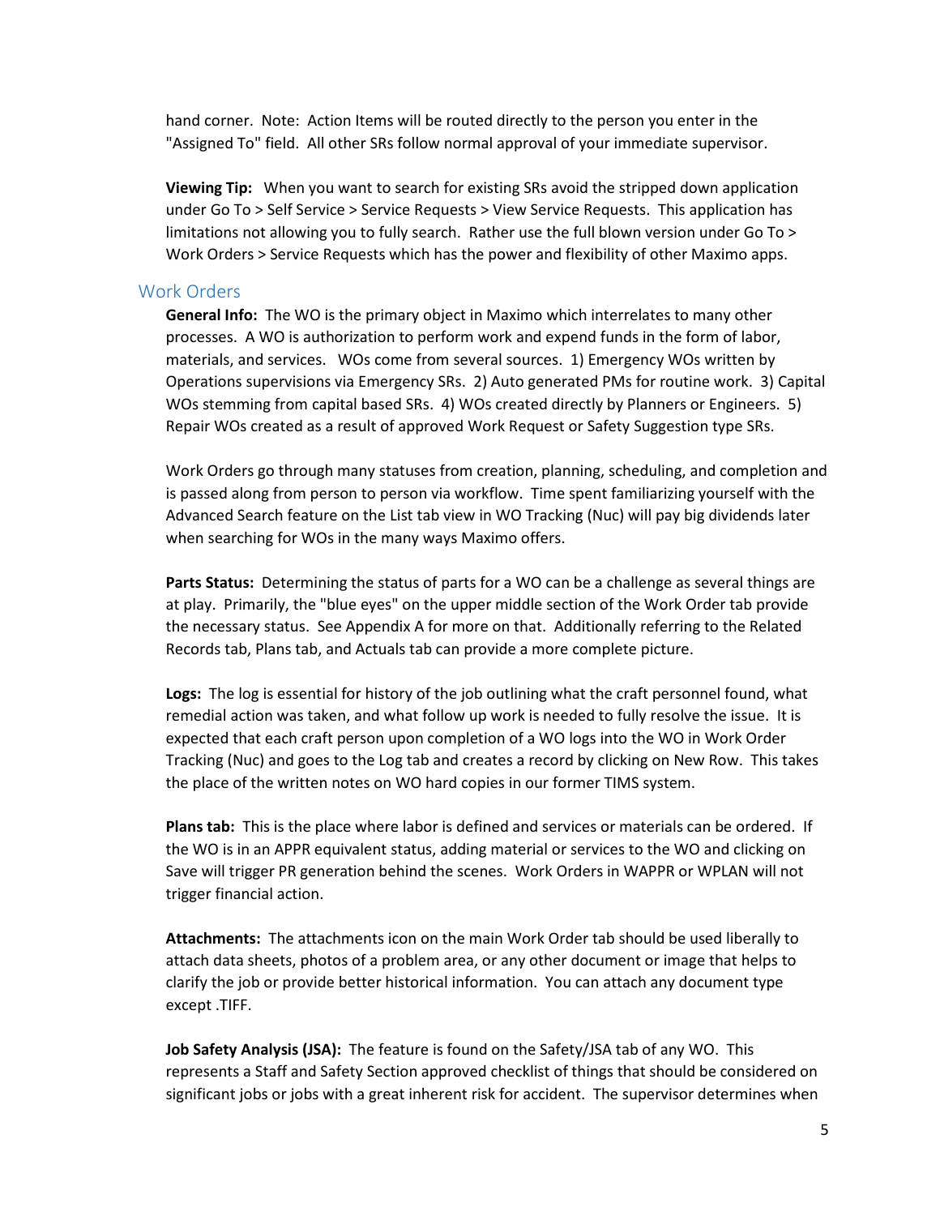hand corner. Note: Action Items will be routed directly to the person you enter in the "Assigned To" field. All other SRs follow normal approval of your immediate supervisor.

**Viewing Tip:** When you want to search for existing SRs avoid the stripped down application under Go To > Self Service > Service Requests > View Service Requests. This application has limitations not allowing you to fully search. Rather use the full blown version under Go To > Work Orders > Service Requests which has the power and flexibility of other Maximo apps.

## Work Orders

**General Info:** The WO is the primary object in Maximo which interrelates to many other processes. A WO is authorization to perform work and expend funds in the form of labor, materials, and services. WOs come from several sources. 1) Emergency WOs written by Operations supervisions via Emergency SRs. 2) Auto generated PMs for routine work. 3) Capital WOs stemming from capital based SRs. 4) WOs created directly by Planners or Engineers. 5) Repair WOs created as a result of approved Work Request or Safety Suggestion type SRs.

Work Orders go through many statuses from creation, planning, scheduling, and completion and is passed along from person to person via workflow. Time spent familiarizing yourself with the Advanced Search feature on the List tab view in WO Tracking (Nuc) will pay big dividends later when searching for WOs in the many ways Maximo offers.

**Parts Status:** Determining the status of parts for a WO can be a challenge as several things are at play. Primarily, the "blue eyes" on the upper middle section of the Work Order tab provide the necessary status. See Appendix A for more on that. Additionally referring to the Related Records tab, Plans tab, and Actuals tab can provide a more complete picture.

**Logs:** The log is essential for history of the job outlining what the craft personnel found, what remedial action was taken, and what follow up work is needed to fully resolve the issue. It is expected that each craft person upon completion of a WO logs into the WO in Work Order Tracking (Nuc) and goes to the Log tab and creates a record by clicking on New Row. This takes the place of the written notes on WO hard copies in our former TIMS system.

**Plans tab:** This is the place where labor is defined and services or materials can be ordered. If the WO is in an APPR equivalent status, adding material or services to the WO and clicking on Save will trigger PR generation behind the scenes. Work Orders in WAPPR or WPLAN will not trigger financial action.

**Attachments:** The attachments icon on the main Work Order tab should be used liberally to attach data sheets, photos of a problem area, or any other document or image that helps to clarify the job or provide better historical information. You can attach any document type except .TIFF.

**Job Safety Analysis (JSA):** The feature is found on the Safety/JSA tab of any WO. This represents a Staff and Safety Section approved checklist of things that should be considered on significant jobs or jobs with a great inherent risk for accident. The supervisor determines when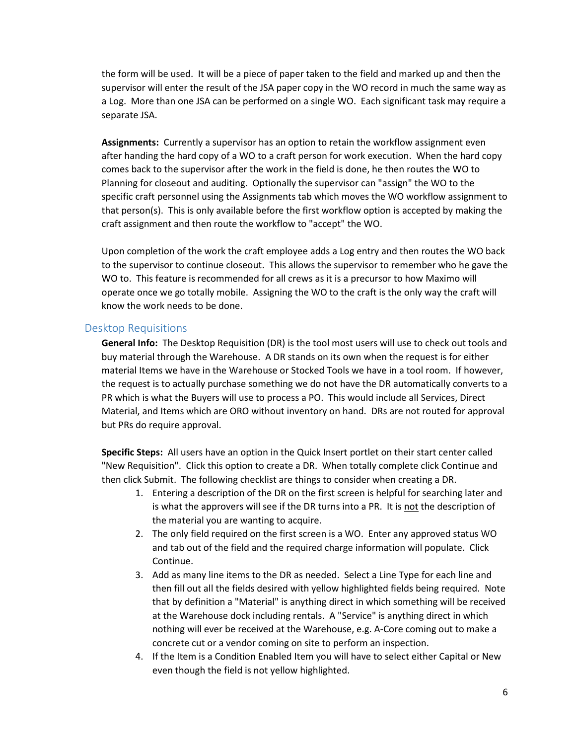the form will be used. It will be a piece of paper taken to the field and marked up and then the supervisor will enter the result of the JSA paper copy in the WO record in much the same way as a Log. More than one JSA can be performed on a single WO. Each significant task may require a separate JSA.

**Assignments:** Currently a supervisor has an option to retain the workflow assignment even after handing the hard copy of a WO to a craft person for work execution. When the hard copy comes back to the supervisor after the work in the field is done, he then routes the WO to Planning for closeout and auditing. Optionally the supervisor can "assign" the WO to the specific craft personnel using the Assignments tab which moves the WO workflow assignment to that person(s). This is only available before the first workflow option is accepted by making the craft assignment and then route the workflow to "accept" the WO.

Upon completion of the work the craft employee adds a Log entry and then routes the WO back to the supervisor to continue closeout. This allows the supervisor to remember who he gave the WO to. This feature is recommended for all crews as it is a precursor to how Maximo will operate once we go totally mobile. Assigning the WO to the craft is the only way the craft will know the work needs to be done.

## Desktop Requisitions

**General Info:** The Desktop Requisition (DR) is the tool most users will use to check out tools and buy material through the Warehouse. A DR stands on its own when the request is for either material Items we have in the Warehouse or Stocked Tools we have in a tool room. If however, the request is to actually purchase something we do not have the DR automatically converts to a PR which is what the Buyers will use to process a PO. This would include all Services, Direct Material, and Items which are ORO without inventory on hand. DRs are not routed for approval but PRs do require approval.

**Specific Steps:** All users have an option in the Quick Insert portlet on their start center called "New Requisition". Click this option to create a DR. When totally complete click Continue and then click Submit. The following checklist are things to consider when creating a DR.

1. Entering a description of the DR on the first screen is helpful for searching later and is what the approvers will see if the DR turns into a PR. It is <u>not</u> the description of the material you are wanting to acquire.
2. The only field required on the first screen is a WO. Enter any approved status WO and tab out of the field and the required charge information will populate. Click Continue.
3. Add as many line items to the DR as needed. Select a Line Type for each line and then fill out all the fields desired with yellow highlighted fields being required. Note that by definition a "Material" is anything direct in which something will be received at the Warehouse dock including rentals. A "Service" is anything direct in which nothing will ever be received at the Warehouse, e.g. A-Core coming out to make a concrete cut or a vendor coming on site to perform an inspection.
4. If the Item is a Condition Enabled Item you will have to select either Capital or New even though the field is not yellow highlighted.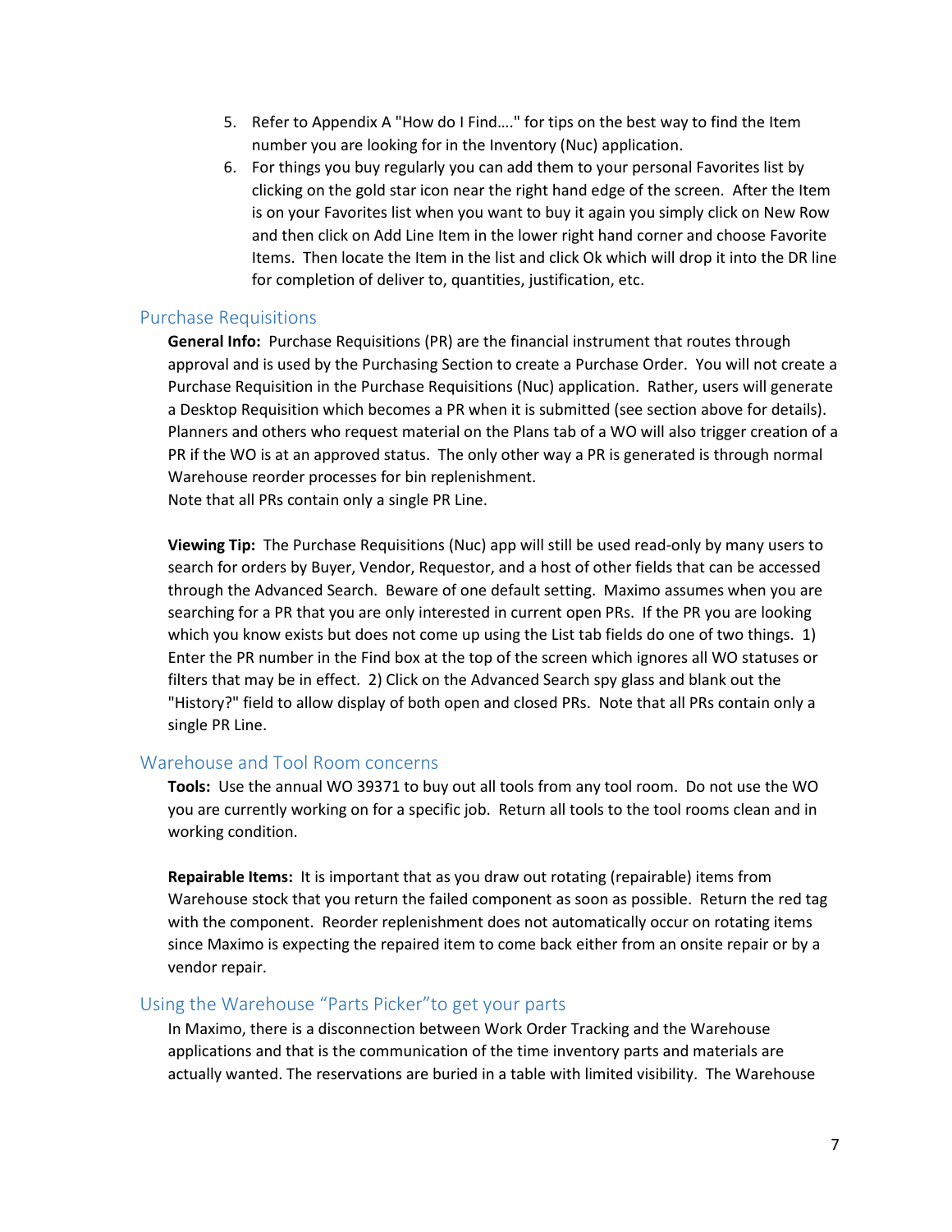5. Refer to Appendix A "How do I Find…." for tips on the best way to find the Item number you are looking for in the Inventory (Nuc) application.
6. For things you buy regularly you can add them to your personal Favorites list by clicking on the gold star icon near the right hand edge of the screen. After the Item is on your Favorites list when you want to buy it again you simply click on New Row and then click on Add Line Item in the lower right hand corner and choose Favorite Items. Then locate the Item in the list and click Ok which will drop it into the DR line for completion of deliver to, quantities, justification, etc.

## Purchase Requisitions

**General Info:** Purchase Requisitions (PR) are the financial instrument that routes through approval and is used by the Purchasing Section to create a Purchase Order. You will not create a Purchase Requisition in the Purchase Requisitions (Nuc) application. Rather, users will generate a Desktop Requisition which becomes a PR when it is submitted (see section above for details). Planners and others who request material on the Plans tab of a WO will also trigger creation of a PR if the WO is at an approved status. The only other way a PR is generated is through normal Warehouse reorder processes for bin replenishment.
Note that all PRs contain only a single PR Line.

**Viewing Tip:** The Purchase Requisitions (Nuc) app will still be used read-only by many users to search for orders by Buyer, Vendor, Requestor, and a host of other fields that can be accessed through the Advanced Search. Beware of one default setting. Maximo assumes when you are searching for a PR that you are only interested in current open PRs. If the PR you are looking which you know exists but does not come up using the List tab fields do one of two things. 1) Enter the PR number in the Find box at the top of the screen which ignores all WO statuses or filters that may be in effect. 2) Click on the Advanced Search spy glass and blank out the "History?" field to allow display of both open and closed PRs. Note that all PRs contain only a single PR Line.

## Warehouse and Tool Room concerns

**Tools:** Use the annual WO 39371 to buy out all tools from any tool room. Do not use the WO you are currently working on for a specific job. Return all tools to the tool rooms clean and in working condition.

**Repairable Items:** It is important that as you draw out rotating (repairable) items from Warehouse stock that you return the failed component as soon as possible. Return the red tag with the component. Reorder replenishment does not automatically occur on rotating items since Maximo is expecting the repaired item to come back either from an onsite repair or by a vendor repair.

## Using the Warehouse "Parts Picker"to get your parts

In Maximo, there is a disconnection between Work Order Tracking and the Warehouse applications and that is the communication of the time inventory parts and materials are actually wanted. The reservations are buried in a table with limited visibility. The Warehouse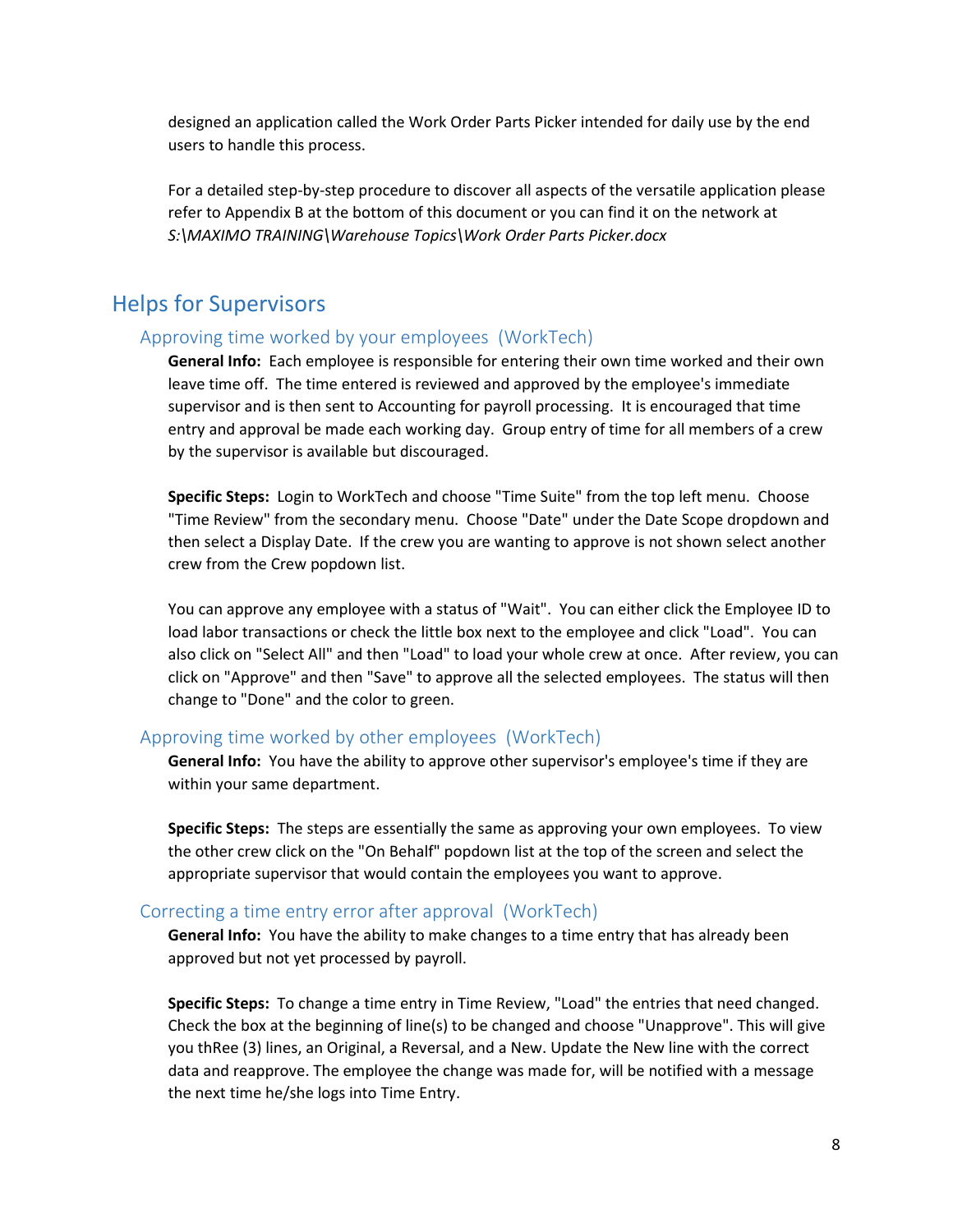designed an application called the Work Order Parts Picker intended for daily use by the end users to handle this process.

For a detailed step-by-step procedure to discover all aspects of the versatile application please refer to Appendix B at the bottom of this document or you can find it on the network at *S:\MAXIMO TRAINING\Warehouse Topics\Work Order Parts Picker.docx*

## Helps for Supervisors

### Approving time worked by your employees (WorkTech)

**General Info:** Each employee is responsible for entering their own time worked and their own leave time off. The time entered is reviewed and approved by the employee's immediate supervisor and is then sent to Accounting for payroll processing. It is encouraged that time entry and approval be made each working day. Group entry of time for all members of a crew by the supervisor is available but discouraged.

**Specific Steps:** Login to WorkTech and choose "Time Suite" from the top left menu. Choose "Time Review" from the secondary menu. Choose "Date" under the Date Scope dropdown and then select a Display Date. If the crew you are wanting to approve is not shown select another crew from the Crew popdown list.

You can approve any employee with a status of "Wait". You can either click the Employee ID to load labor transactions or check the little box next to the employee and click "Load". You can also click on "Select All" and then "Load" to load your whole crew at once. After review, you can click on "Approve" and then "Save" to approve all the selected employees. The status will then change to "Done" and the color to green.

### Approving time worked by other employees (WorkTech)

**General Info:** You have the ability to approve other supervisor's employee's time if they are within your same department.

**Specific Steps:** The steps are essentially the same as approving your own employees. To view the other crew click on the "On Behalf" popdown list at the top of the screen and select the appropriate supervisor that would contain the employees you want to approve.

### Correcting a time entry error after approval (WorkTech)

**General Info:** You have the ability to make changes to a time entry that has already been approved but not yet processed by payroll.

**Specific Steps:** To change a time entry in Time Review, "Load" the entries that need changed. Check the box at the beginning of line(s) to be changed and choose "Unapprove". This will give you thRee (3) lines, an Original, a Reversal, and a New. Update the New line with the correct data and reapprove. The employee the change was made for, will be notified with a message the next time he/she logs into Time Entry.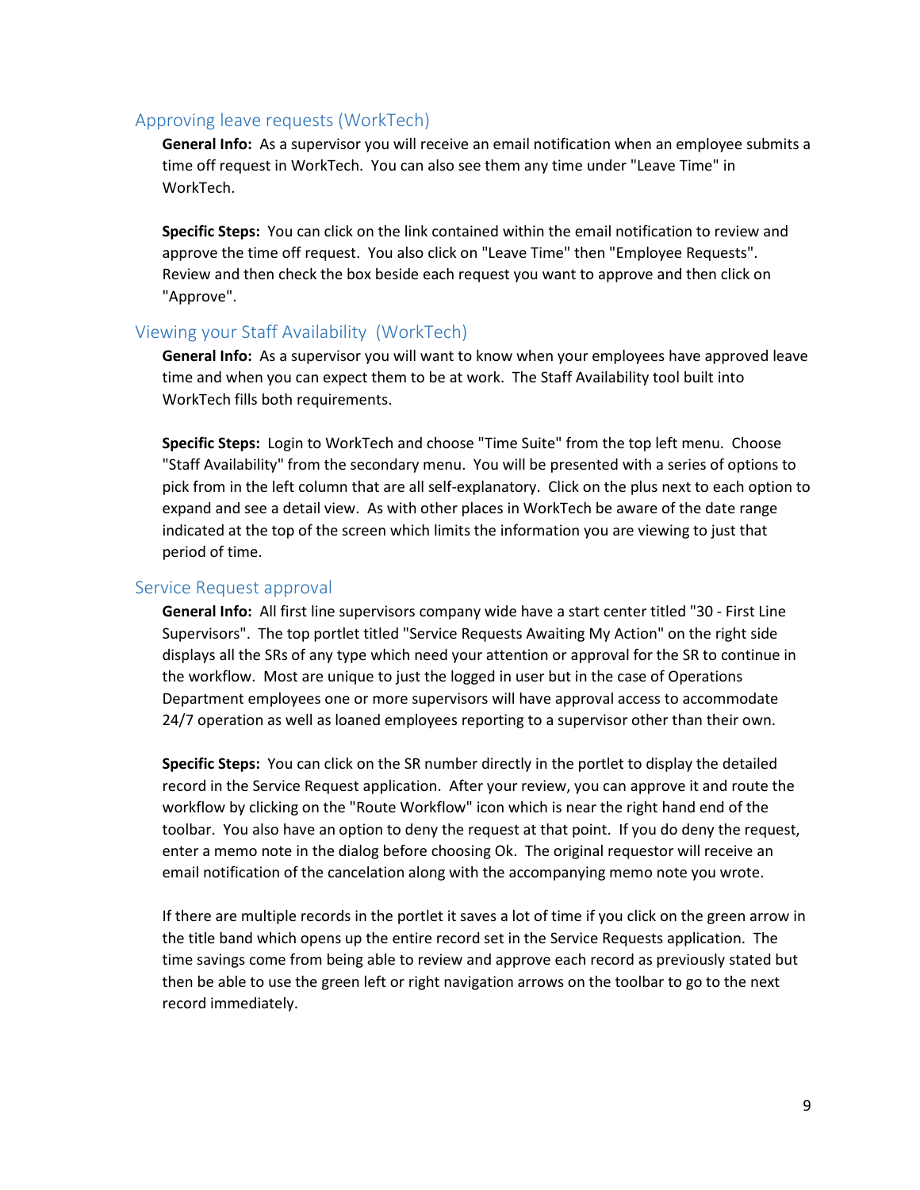## Approving leave requests (WorkTech)

**General Info:** As a supervisor you will receive an email notification when an employee submits a time off request in WorkTech. You can also see them any time under "Leave Time" in WorkTech.

**Specific Steps:** You can click on the link contained within the email notification to review and approve the time off request. You also click on "Leave Time" then "Employee Requests". Review and then check the box beside each request you want to approve and then click on "Approve".

## Viewing your Staff Availability (WorkTech)

**General Info:** As a supervisor you will want to know when your employees have approved leave time and when you can expect them to be at work. The Staff Availability tool built into WorkTech fills both requirements.

**Specific Steps:** Login to WorkTech and choose "Time Suite" from the top left menu. Choose "Staff Availability" from the secondary menu. You will be presented with a series of options to pick from in the left column that are all self-explanatory. Click on the plus next to each option to expand and see a detail view. As with other places in WorkTech be aware of the date range indicated at the top of the screen which limits the information you are viewing to just that period of time.

## Service Request approval

**General Info:** All first line supervisors company wide have a start center titled "30 - First Line Supervisors". The top portlet titled "Service Requests Awaiting My Action" on the right side displays all the SRs of any type which need your attention or approval for the SR to continue in the workflow. Most are unique to just the logged in user but in the case of Operations Department employees one or more supervisors will have approval access to accommodate 24/7 operation as well as loaned employees reporting to a supervisor other than their own.

**Specific Steps:** You can click on the SR number directly in the portlet to display the detailed record in the Service Request application. After your review, you can approve it and route the workflow by clicking on the "Route Workflow" icon which is near the right hand end of the toolbar. You also have an option to deny the request at that point. If you do deny the request, enter a memo note in the dialog before choosing Ok. The original requestor will receive an email notification of the cancelation along with the accompanying memo note you wrote.

If there are multiple records in the portlet it saves a lot of time if you click on the green arrow in the title band which opens up the entire record set in the Service Requests application. The time savings come from being able to review and approve each record as previously stated but then be able to use the green left or right navigation arrows on the toolbar to go to the next record immediately.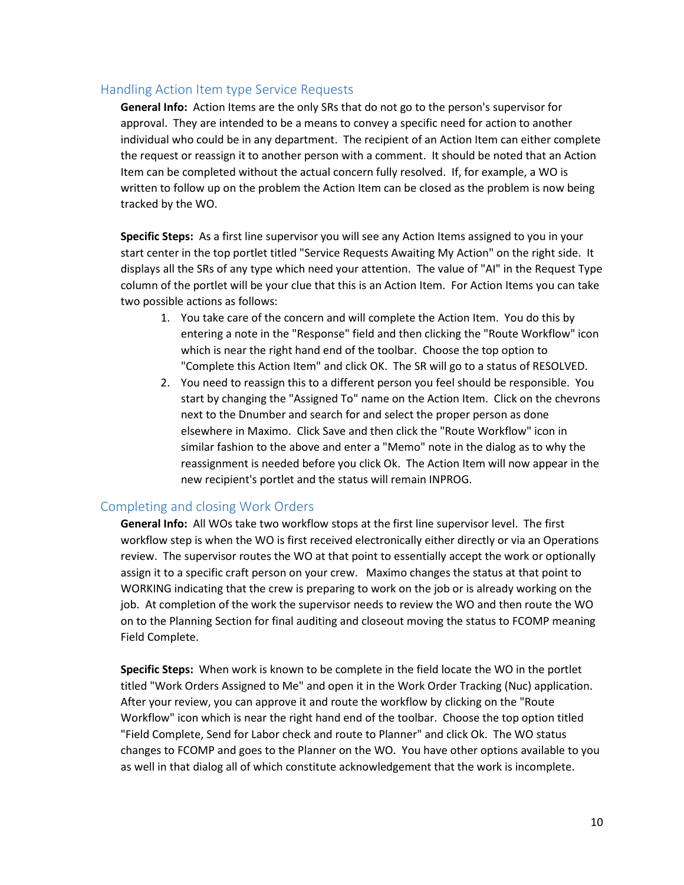## Handling Action Item type Service Requests

**General Info:** Action Items are the only SRs that do not go to the person's supervisor for approval. They are intended to be a means to convey a specific need for action to another individual who could be in any department. The recipient of an Action Item can either complete the request or reassign it to another person with a comment. It should be noted that an Action Item can be completed without the actual concern fully resolved. If, for example, a WO is written to follow up on the problem the Action Item can be closed as the problem is now being tracked by the WO.

**Specific Steps:** As a first line supervisor you will see any Action Items assigned to you in your start center in the top portlet titled "Service Requests Awaiting My Action" on the right side. It displays all the SRs of any type which need your attention. The value of "AI" in the Request Type column of the portlet will be your clue that this is an Action Item. For Action Items you can take two possible actions as follows:

1. You take care of the concern and will complete the Action Item. You do this by entering a note in the "Response" field and then clicking the "Route Workflow" icon which is near the right hand end of the toolbar. Choose the top option to "Complete this Action Item" and click OK. The SR will go to a status of RESOLVED.
2. You need to reassign this to a different person you feel should be responsible. You start by changing the "Assigned To" name on the Action Item. Click on the chevrons next to the Dnumber and search for and select the proper person as done elsewhere in Maximo. Click Save and then click the "Route Workflow" icon in similar fashion to the above and enter a "Memo" note in the dialog as to why the reassignment is needed before you click Ok. The Action Item will now appear in the new recipient's portlet and the status will remain INPROG.

## Completing and closing Work Orders

**General Info:** All WOs take two workflow stops at the first line supervisor level. The first workflow step is when the WO is first received electronically either directly or via an Operations review. The supervisor routes the WO at that point to essentially accept the work or optionally assign it to a specific craft person on your crew. Maximo changes the status at that point to WORKING indicating that the crew is preparing to work on the job or is already working on the job. At completion of the work the supervisor needs to review the WO and then route the WO on to the Planning Section for final auditing and closeout moving the status to FCOMP meaning Field Complete.

**Specific Steps:** When work is known to be complete in the field locate the WO in the portlet titled "Work Orders Assigned to Me" and open it in the Work Order Tracking (Nuc) application. After your review, you can approve it and route the workflow by clicking on the "Route Workflow" icon which is near the right hand end of the toolbar. Choose the top option titled "Field Complete, Send for Labor check and route to Planner" and click Ok. The WO status changes to FCOMP and goes to the Planner on the WO. You have other options available to you as well in that dialog all of which constitute acknowledgement that the work is incomplete.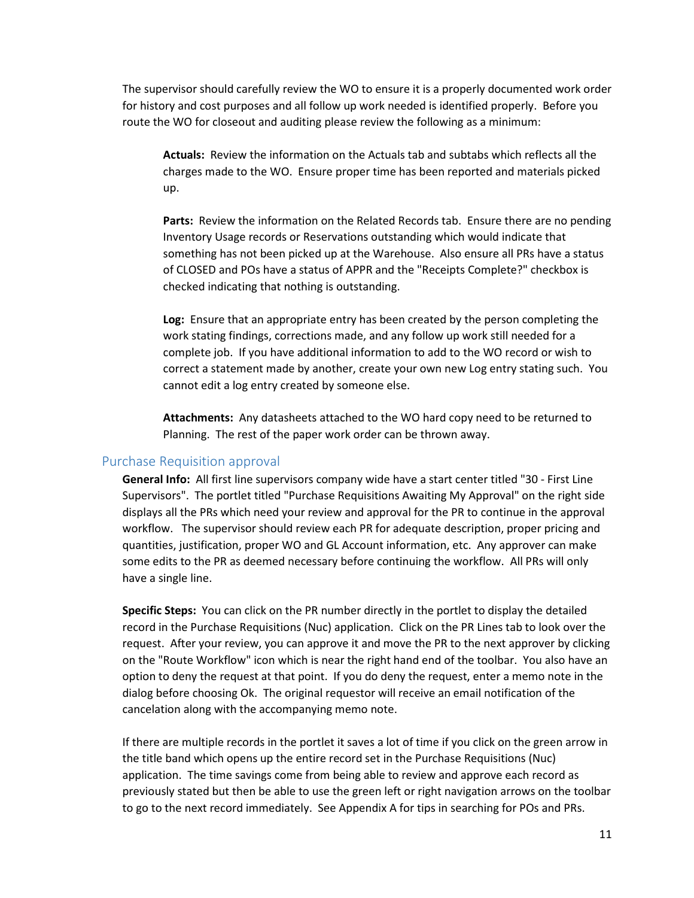The supervisor should carefully review the WO to ensure it is a properly documented work order for history and cost purposes and all follow up work needed is identified properly. Before you route the WO for closeout and auditing please review the following as a minimum:

> **Actuals:** Review the information on the Actuals tab and subtabs which reflects all the charges made to the WO. Ensure proper time has been reported and materials picked up.
>
> **Parts:** Review the information on the Related Records tab. Ensure there are no pending Inventory Usage records or Reservations outstanding which would indicate that something has not been picked up at the Warehouse. Also ensure all PRs have a status of CLOSED and POs have a status of APPR and the "Receipts Complete?" checkbox is checked indicating that nothing is outstanding.
>
> **Log:** Ensure that an appropriate entry has been created by the person completing the work stating findings, corrections made, and any follow up work still needed for a complete job. If you have additional information to add to the WO record or wish to correct a statement made by another, create your own new Log entry stating such. You cannot edit a log entry created by someone else.
>
> **Attachments:** Any datasheets attached to the WO hard copy need to be returned to Planning. The rest of the paper work order can be thrown away.

## Purchase Requisition approval

**General Info:** All first line supervisors company wide have a start center titled "30 - First Line Supervisors". The portlet titled "Purchase Requisitions Awaiting My Approval" on the right side displays all the PRs which need your review and approval for the PR to continue in the approval workflow. The supervisor should review each PR for adequate description, proper pricing and quantities, justification, proper WO and GL Account information, etc. Any approver can make some edits to the PR as deemed necessary before continuing the workflow. All PRs will only have a single line.

**Specific Steps:** You can click on the PR number directly in the portlet to display the detailed record in the Purchase Requisitions (Nuc) application. Click on the PR Lines tab to look over the request. After your review, you can approve it and move the PR to the next approver by clicking on the "Route Workflow" icon which is near the right hand end of the toolbar. You also have an option to deny the request at that point. If you do deny the request, enter a memo note in the dialog before choosing Ok. The original requestor will receive an email notification of the cancelation along with the accompanying memo note.

If there are multiple records in the portlet it saves a lot of time if you click on the green arrow in the title band which opens up the entire record set in the Purchase Requisitions (Nuc) application. The time savings come from being able to review and approve each record as previously stated but then be able to use the green left or right navigation arrows on the toolbar to go to the next record immediately. See Appendix A for tips in searching for POs and PRs.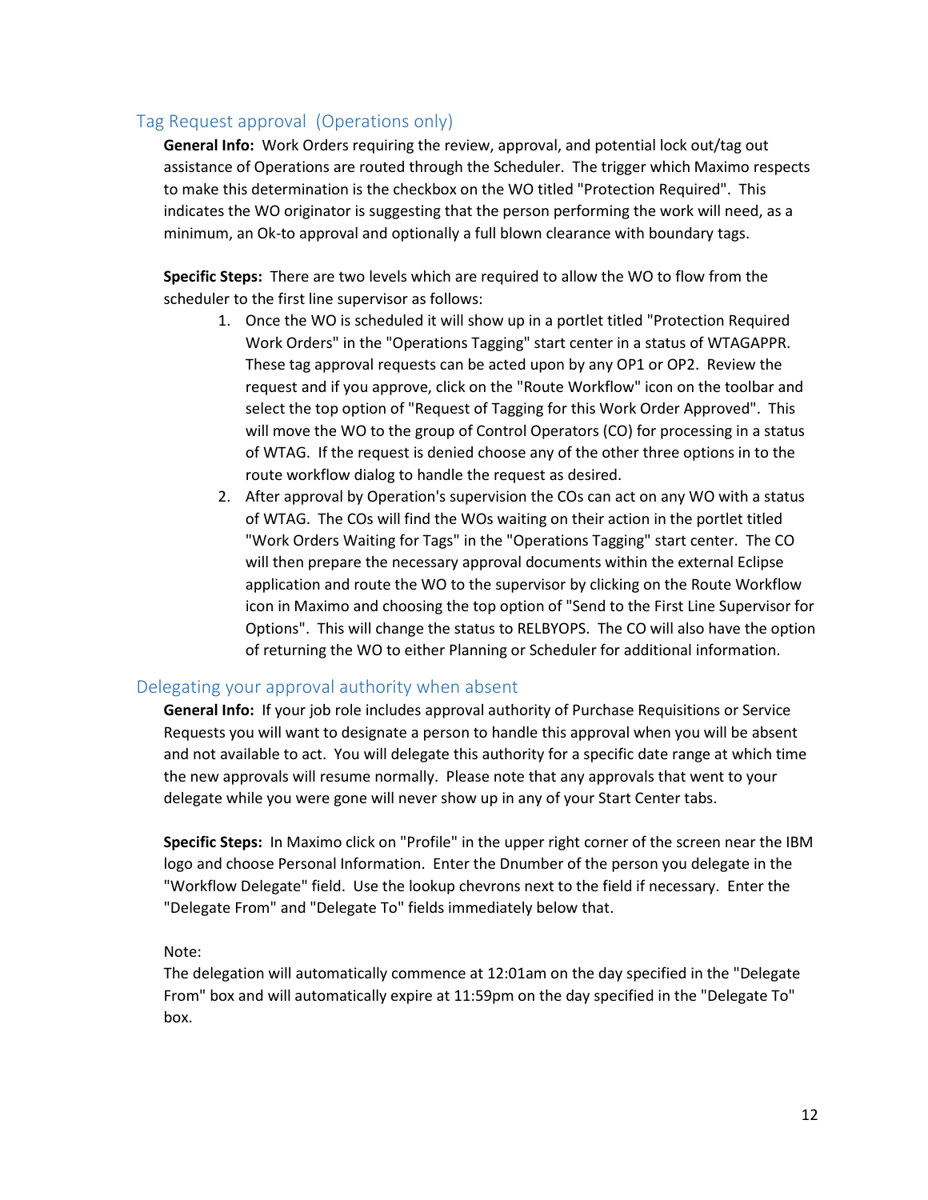## Tag Request approval (Operations only)

**General Info:** Work Orders requiring the review, approval, and potential lock out/tag out assistance of Operations are routed through the Scheduler. The trigger which Maximo respects to make this determination is the checkbox on the WO titled "Protection Required". This indicates the WO originator is suggesting that the person performing the work will need, as a minimum, an Ok-to approval and optionally a full blown clearance with boundary tags.

**Specific Steps:** There are two levels which are required to allow the WO to flow from the scheduler to the first line supervisor as follows:

1. Once the WO is scheduled it will show up in a portlet titled "Protection Required Work Orders" in the "Operations Tagging" start center in a status of WTAGAPPR. These tag approval requests can be acted upon by any OP1 or OP2. Review the request and if you approve, click on the "Route Workflow" icon on the toolbar and select the top option of "Request of Tagging for this Work Order Approved". This will move the WO to the group of Control Operators (CO) for processing in a status of WTAG. If the request is denied choose any of the other three options in to the route workflow dialog to handle the request as desired.
2. After approval by Operation's supervision the COs can act on any WO with a status of WTAG. The COs will find the WOs waiting on their action in the portlet titled "Work Orders Waiting for Tags" in the "Operations Tagging" start center. The CO will then prepare the necessary approval documents within the external Eclipse application and route the WO to the supervisor by clicking on the Route Workflow icon in Maximo and choosing the top option of "Send to the First Line Supervisor for Options". This will change the status to RELBYOPS. The CO will also have the option of returning the WO to either Planning or Scheduler for additional information.

## Delegating your approval authority when absent

**General Info:** If your job role includes approval authority of Purchase Requisitions or Service Requests you will want to designate a person to handle this approval when you will be absent and not available to act. You will delegate this authority for a specific date range at which time the new approvals will resume normally. Please note that any approvals that went to your delegate while you were gone will never show up in any of your Start Center tabs.

**Specific Steps:** In Maximo click on "Profile" in the upper right corner of the screen near the IBM logo and choose Personal Information. Enter the Dnumber of the person you delegate in the "Workflow Delegate" field. Use the lookup chevrons next to the field if necessary. Enter the "Delegate From" and "Delegate To" fields immediately below that.

Note:
The delegation will automatically commence at 12:01am on the day specified in the "Delegate From" box and will automatically expire at 11:59pm on the day specified in the "Delegate To" box.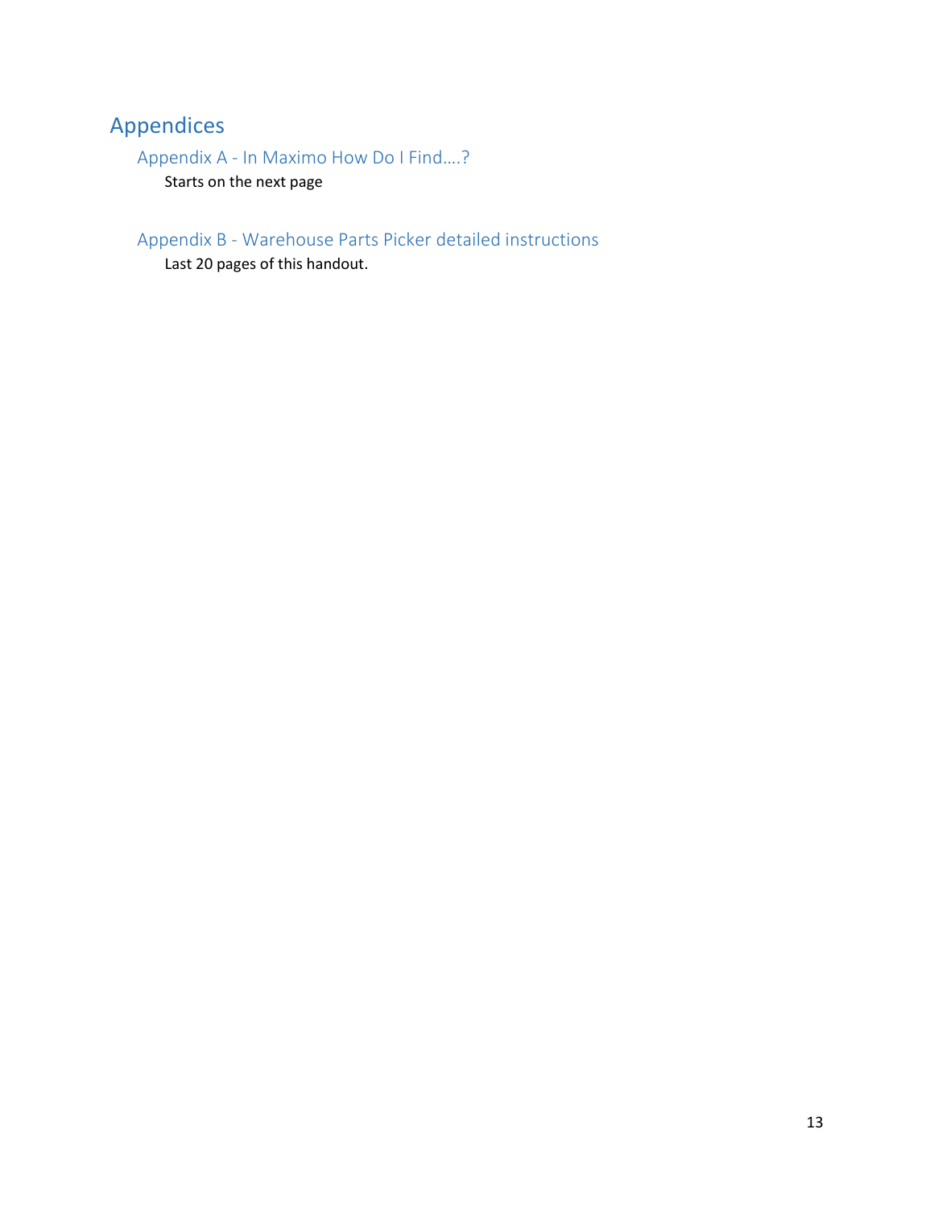# Appendices

## Appendix A - In Maximo How Do I Find….?

Starts on the next page

## Appendix B - Warehouse Parts Picker detailed instructions

Last 20 pages of this handout.